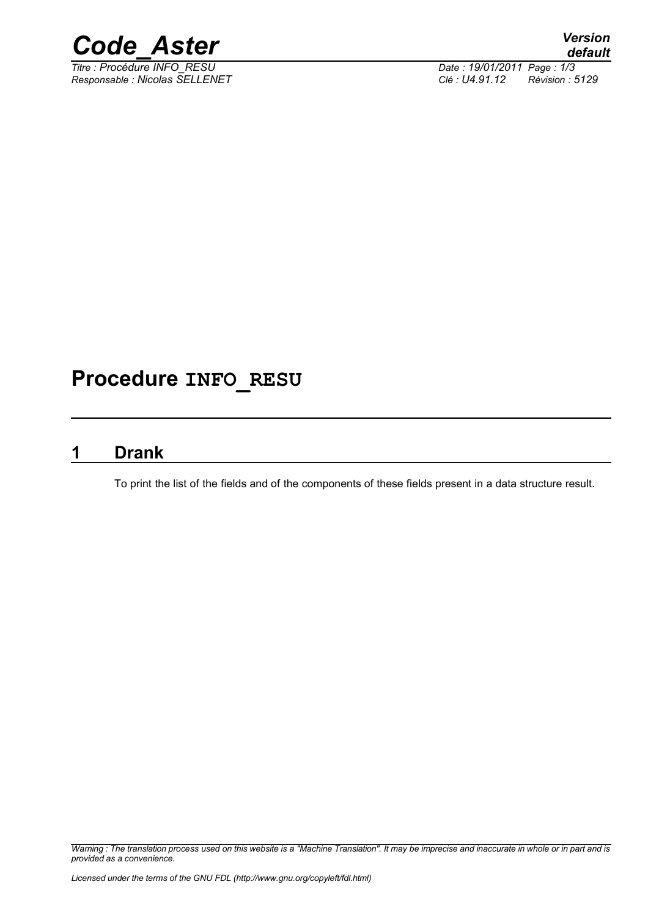# Procedure INFO_RESU

## 1 Drank

To print the list of the fields and of the components of these fields present in a data structure result.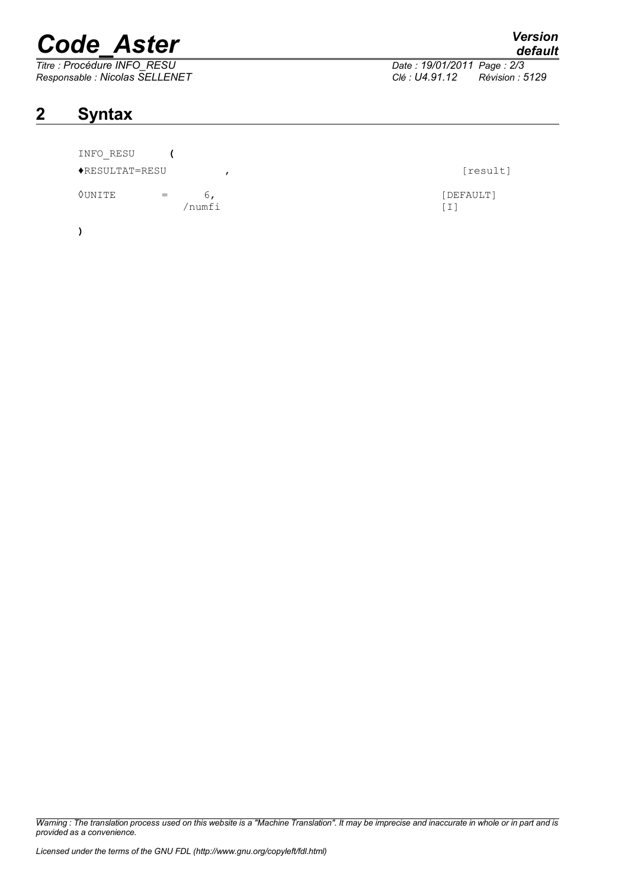## 2 Syntax

```
INFO_RESU     (
♦RESULTAT=RESU          ,                                    [result]
◊UNITE      =     6,                                        [DEFAULT]
               /numfi                                       [I]
)
```

*Warning : The translation process used on this website is a "Machine Translation". It may be imprecise and inaccurate in whole or in part and is provided as a convenience.*

*Licensed under the terms of the GNU FDL (http://www.gnu.org/copyleft/fdl.html)*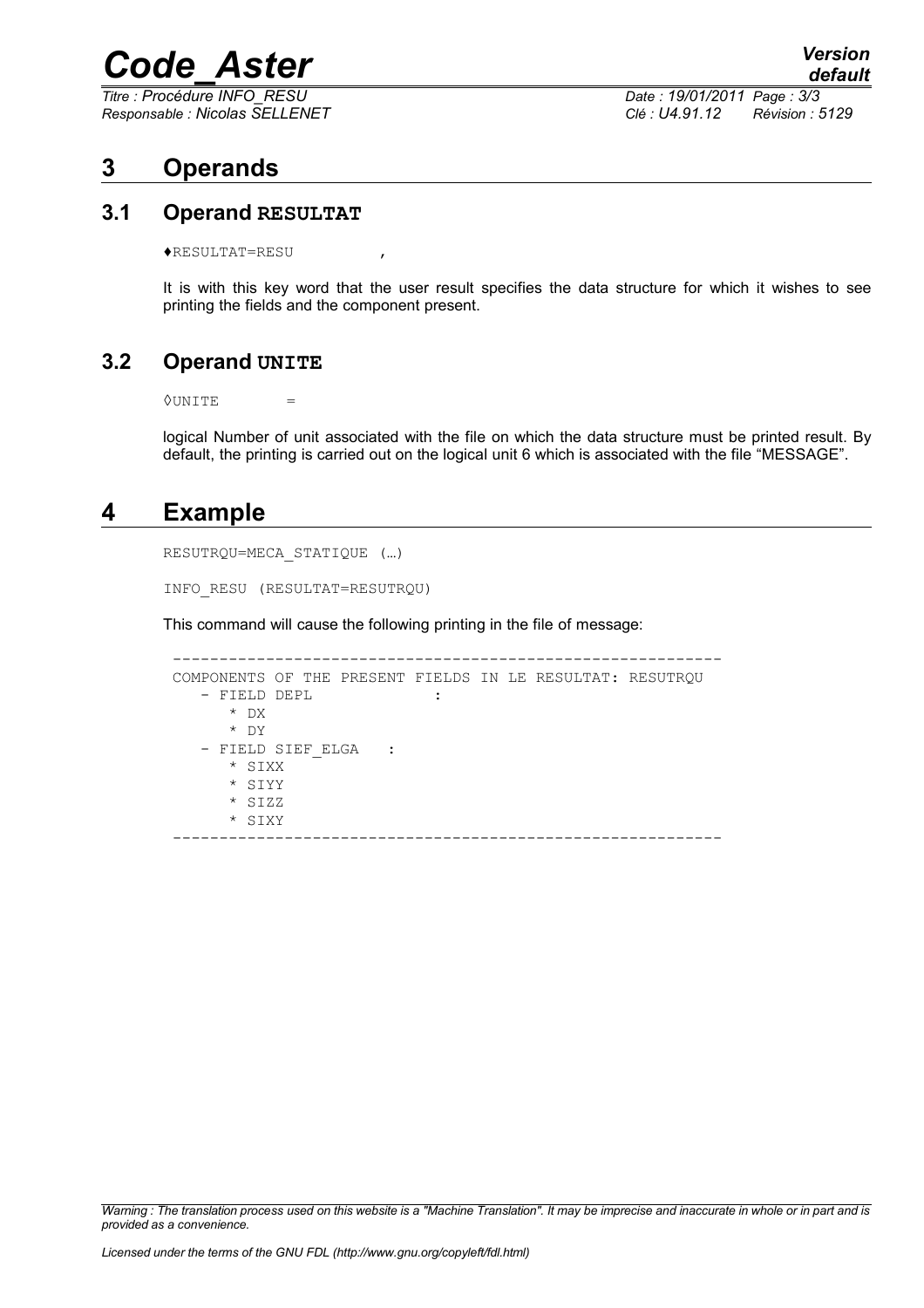# 3 Operands

## 3.1 Operand RESULTAT

♦RESULTAT=RESU ,

It is with this key word that the user result specifies the data structure for which it wishes to see printing the fields and the component present.

## 3.2 Operand UNITE

◊UNITE =

logical Number of unit associated with the file on which the data structure must be printed result. By default, the printing is carried out on the logical unit 6 which is associated with the file "MESSAGE".

# 4 Example

```
RESUTRQU=MECA_STATIQUE (…)

INFO_RESU (RESULTAT=RESUTRQU)
```

This command will cause the following printing in the file of message:

```
-----------------------------------------------------------
COMPONENTS OF THE PRESENT FIELDS IN LE RESULTAT: RESUTRQU
   - FIELD DEPL            :
      * DX
      * DY
   - FIELD SIEF_ELGA   :
      * SIXX
      * SIYY
      * SIZZ
      * SIXY
-----------------------------------------------------------
```